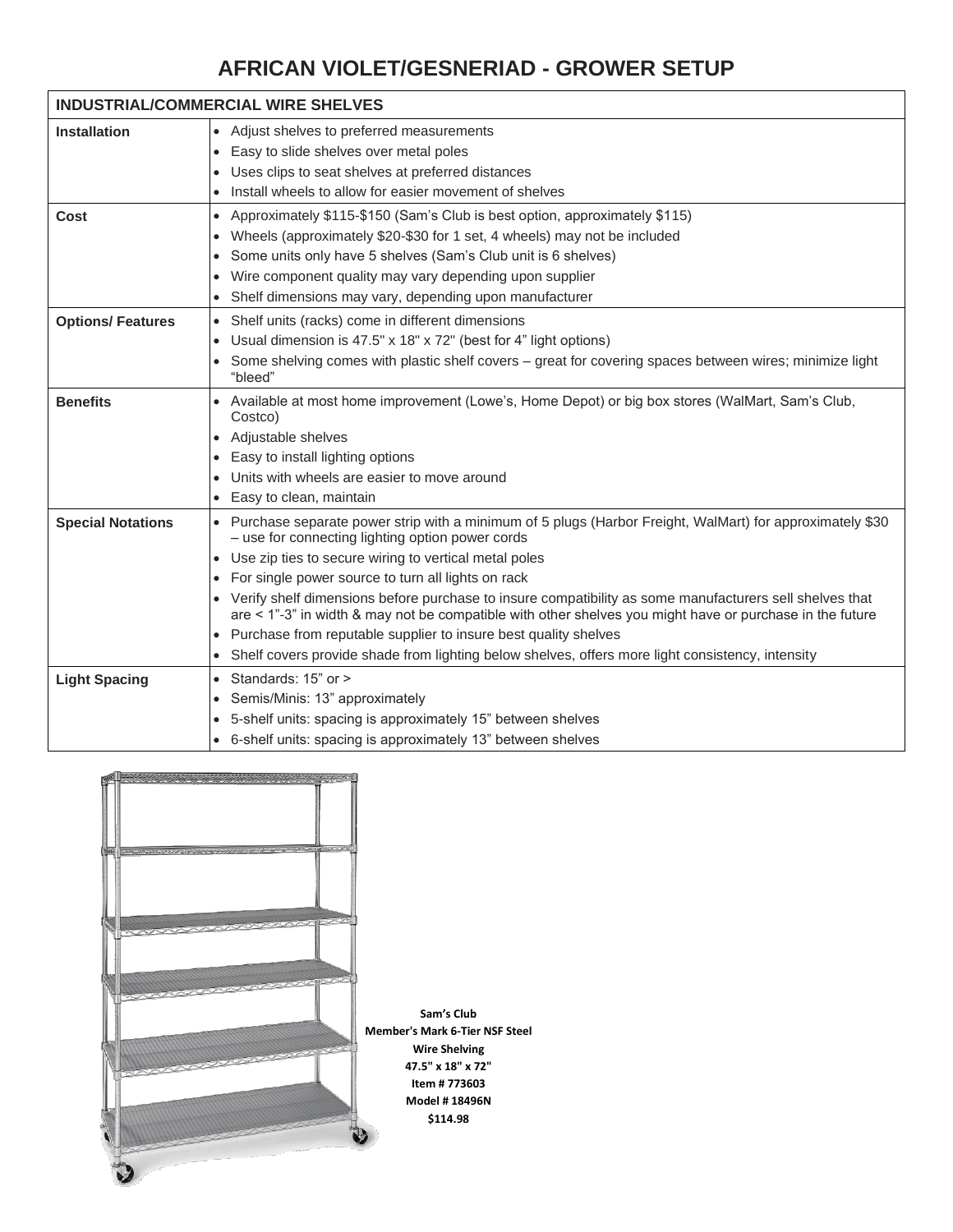# AFRICAN VIOLET/GESNERIAD - GROWER SETUP

| INDUSTRIAL/COMMERCIAL WIRE SHELVES | |
|---|---|
| **Installation** | • Adjust shelves to preferred measurements<br>• Easy to slide shelves over metal poles<br>• Uses clips to seat shelves at preferred distances<br>• Install wheels to allow for easier movement of shelves |
| **Cost** | • Approximately $115-$150 (Sam's Club is best option, approximately $115)<br>• Wheels (approximately $20-$30 for 1 set, 4 wheels) may not be included<br>• Some units only have 5 shelves (Sam's Club unit is 6 shelves)<br>• Wire component quality may vary depending upon supplier<br>• Shelf dimensions may vary, depending upon manufacturer |
| **Options/ Features** | • Shelf units (racks) come in different dimensions<br>• Usual dimension is 47.5" x 18" x 72" (best for 4" light options)<br>• Some shelving comes with plastic shelf covers – great for covering spaces between wires; minimize light "bleed" |
| **Benefits** | • Available at most home improvement (Lowe's, Home Depot) or big box stores (WalMart, Sam's Club, Costco)<br>• Adjustable shelves<br>• Easy to install lighting options<br>• Units with wheels are easier to move around<br>• Easy to clean, maintain |
| **Special Notations** | • Purchase separate power strip with a minimum of 5 plugs (Harbor Freight, WalMart) for approximately $30 – use for connecting lighting option power cords<br>• Use zip ties to secure wiring to vertical metal poles<br>• For single power source to turn all lights on rack<br>• Verify shelf dimensions before purchase to insure compatibility as some manufacturers sell shelves that are < 1"-3" in width & may not be compatible with other shelves you might have or purchase in the future<br>• Purchase from reputable supplier to insure best quality shelves<br>• Shelf covers provide shade from lighting below shelves, offers more light consistency, intensity |
| **Light Spacing** | • Standards: 15" or ><br>• Semis/Minis: 13" approximately<br>• 5-shelf units: spacing is approximately 15" between shelves<br>• 6-shelf units: spacing is approximately 13" between shelves |

**Sam's Club**
**Member's Mark 6-Tier NSF Steel Wire Shelving**
**47.5" x 18" x 72"**
**Item # 773603**
**Model # 18496N**
**$114.98**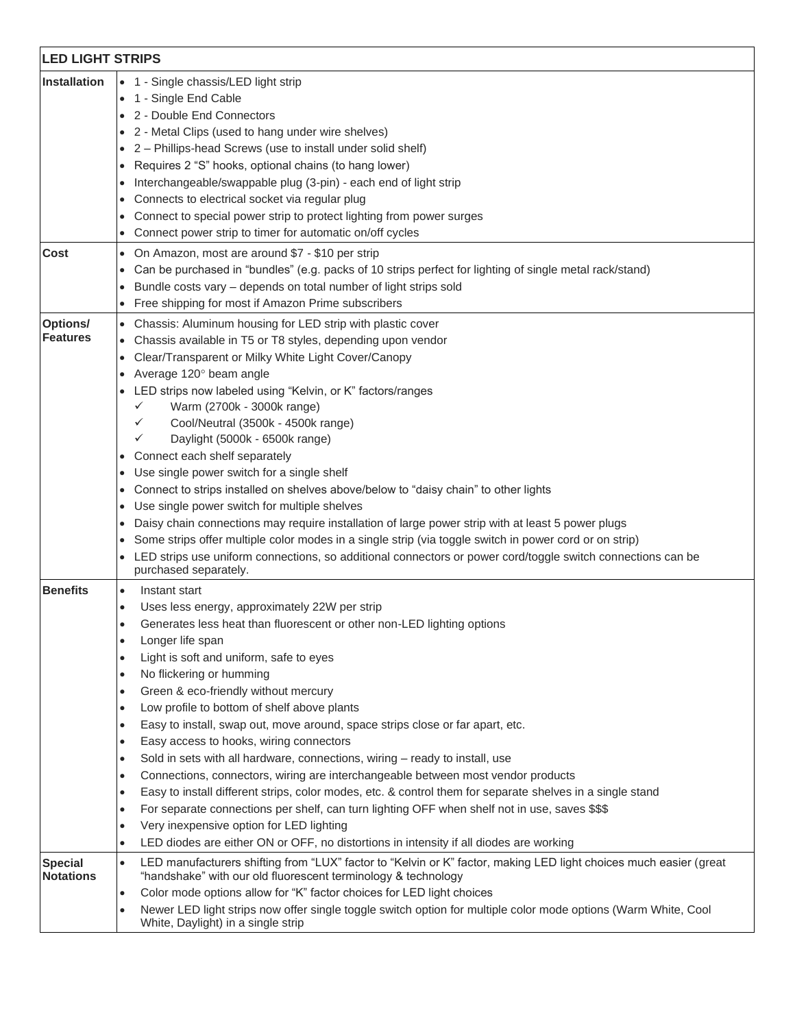| LED LIGHT STRIPS | |
|---|---|
| **Installation** | • 1 - Single chassis/LED light strip<br>• 1 - Single End Cable<br>• 2 - Double End Connectors<br>• 2 - Metal Clips (used to hang under wire shelves)<br>• 2 – Phillips-head Screws (use to install under solid shelf)<br>• Requires 2 "S" hooks, optional chains (to hang lower)<br>• Interchangeable/swappable plug (3-pin) - each end of light strip<br>• Connects to electrical socket via regular plug<br>• Connect to special power strip to protect lighting from power surges<br>• Connect power strip to timer for automatic on/off cycles |
| **Cost** | • On Amazon, most are around $7 - $10 per strip<br>• Can be purchased in "bundles" (e.g. packs of 10 strips perfect for lighting of single metal rack/stand)<br>• Bundle costs vary – depends on total number of light strips sold<br>• Free shipping for most if Amazon Prime subscribers |
| **Options/ Features** | • Chassis: Aluminum housing for LED strip with plastic cover<br>• Chassis available in T5 or T8 styles, depending upon vendor<br>• Clear/Transparent or Milky White Light Cover/Canopy<br>• Average 120° beam angle<br>• LED strips now labeled using "Kelvin, or K" factors/ranges<br>&nbsp;&nbsp;&nbsp;✓ Warm (2700k - 3000k range)<br>&nbsp;&nbsp;&nbsp;✓ Cool/Neutral (3500k - 4500k range)<br>&nbsp;&nbsp;&nbsp;✓ Daylight (5000k - 6500k range)<br>• Connect each shelf separately<br>• Use single power switch for a single shelf<br>• Connect to strips installed on shelves above/below to "daisy chain" to other lights<br>• Use single power switch for multiple shelves<br>• Daisy chain connections may require installation of large power strip with at least 5 power plugs<br>• Some strips offer multiple color modes in a single strip (via toggle switch in power cord or on strip)<br>• LED strips use uniform connections, so additional connectors or power cord/toggle switch connections can be purchased separately. |
| **Benefits** | • Instant start<br>• Uses less energy, approximately 22W per strip<br>• Generates less heat than fluorescent or other non-LED lighting options<br>• Longer life span<br>• Light is soft and uniform, safe to eyes<br>• No flickering or humming<br>• Green & eco-friendly without mercury<br>• Low profile to bottom of shelf above plants<br>• Easy to install, swap out, move around, space strips close or far apart, etc.<br>• Easy access to hooks, wiring connectors<br>• Sold in sets with all hardware, connections, wiring – ready to install, use<br>• Connections, connectors, wiring are interchangeable between most vendor products<br>• Easy to install different strips, color modes, etc. & control them for separate shelves in a single stand<br>• For separate connections per shelf, can turn lighting OFF when shelf not in use, saves $$$<br>• Very inexpensive option for LED lighting<br>• LED diodes are either ON or OFF, no distortions in intensity if all diodes are working |
| **Special Notations** | • LED manufacturers shifting from "LUX" factor to "Kelvin or K" factor, making LED light choices much easier (great "handshake" with our old fluorescent terminology & technology<br>• Color mode options allow for "K" factor choices for LED light choices<br>• Newer LED light strips now offer single toggle switch option for multiple color mode options (Warm White, Cool White, Daylight) in a single strip |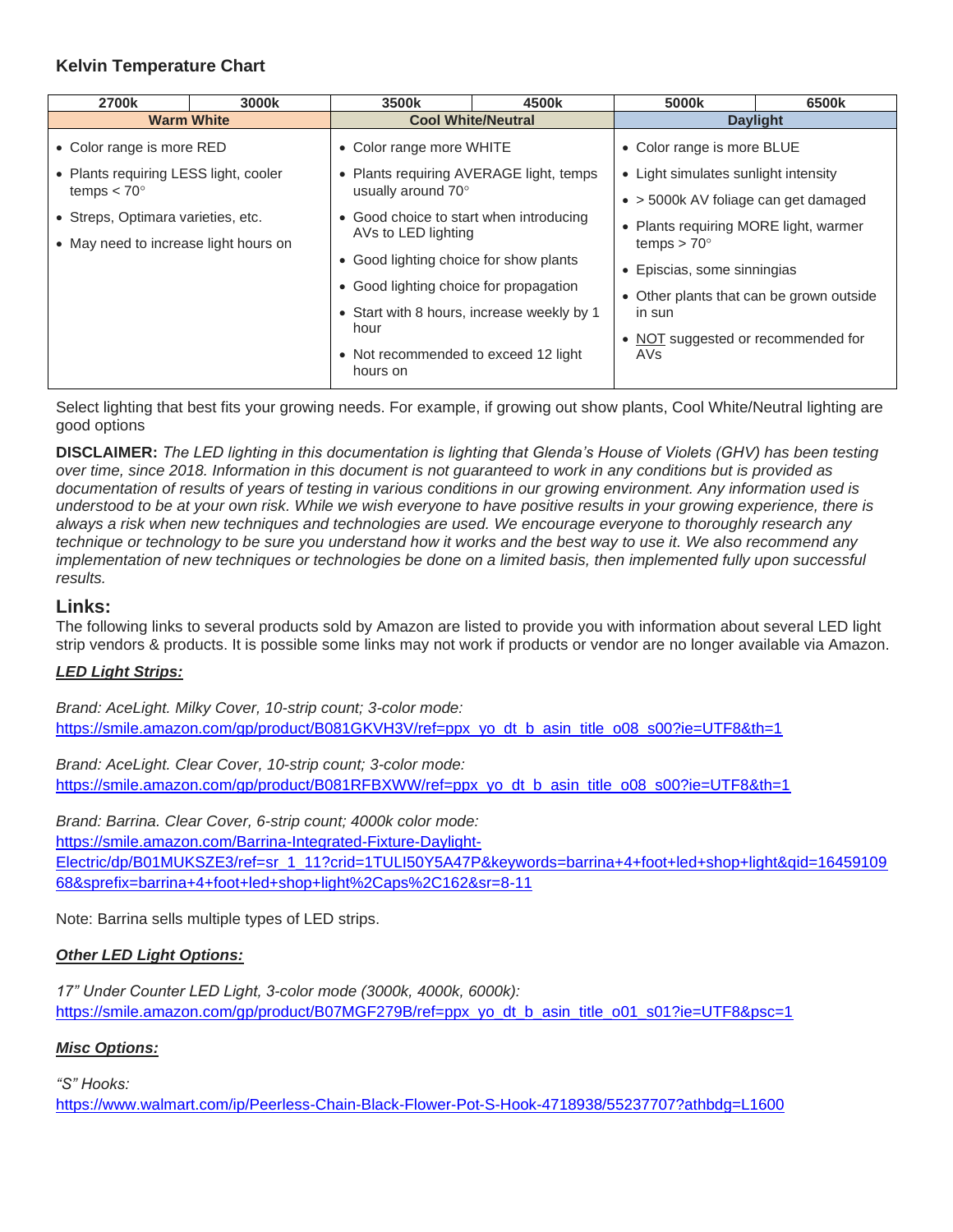### Kelvin Temperature Chart

| 2700k | 3000k | 3500k | 4500k | 5000k | 6500k |
|---|---|---|---|---|---|
| **Warm White** | | **Cool White/Neutral** | | **Daylight** | |
| • Color range is more RED<br>• Plants requiring LESS light, cooler temps < 70°<br>• Streps, Optimara varieties, etc.<br>• May need to increase light hours on | | • Color range more WHITE<br>• Plants requiring AVERAGE light, temps usually around 70°<br>• Good choice to start when introducing AVs to LED lighting<br>• Good lighting choice for show plants<br>• Good lighting choice for propagation<br>• Start with 8 hours, increase weekly by 1 hour<br>• Not recommended to exceed 12 light hours on | | • Color range is more BLUE<br>• Light simulates sunlight intensity<br>• > 5000k AV foliage can get damaged<br>• Plants requiring MORE light, warmer temps > 70°<br>• Episcias, some sinningias<br>• Other plants that can be grown outside in sun<br>• NOT suggested or recommended for AVs | |

Select lighting that best fits your growing needs. For example, if growing out show plants, Cool White/Neutral lighting are good options

**DISCLAIMER:** *The LED lighting in this documentation is lighting that Glenda's House of Violets (GHV) has been testing over time, since 2018. Information in this document is not guaranteed to work in any conditions but is provided as documentation of results of years of testing in various conditions in our growing environment. Any information used is understood to be at your own risk. While we wish everyone to have positive results in your growing experience, there is always a risk when new techniques and technologies are used. We encourage everyone to thoroughly research any technique or technology to be sure you understand how it works and the best way to use it. We also recommend any implementation of new techniques or technologies be done on a limited basis, then implemented fully upon successful results.*

## Links:

The following links to several products sold by Amazon are listed to provide you with information about several LED light strip vendors & products. It is possible some links may not work if products or vendor are no longer available via Amazon.

***LED Light Strips:***

*Brand: AceLight. Milky Cover, 10-strip count; 3-color mode:*
https://smile.amazon.com/gp/product/B081GKVH3V/ref=ppx_yo_dt_b_asin_title_o08_s00?ie=UTF8&th=1

*Brand: AceLight. Clear Cover, 10-strip count; 3-color mode:*
https://smile.amazon.com/gp/product/B081RFBXWW/ref=ppx_yo_dt_b_asin_title_o08_s00?ie=UTF8&th=1

*Brand: Barrina. Clear Cover, 6-strip count; 4000k color mode:*
https://smile.amazon.com/Barrina-Integrated-Fixture-Daylight-Electric/dp/B01MUKSZE3/ref=sr_1_11?crid=1TULI50Y5A47P&keywords=barrina+4+foot+led+shop+light&qid=1645910968&sprefix=barrina+4+foot+led+shop+light%2Caps%2C162&sr=8-11

Note: Barrina sells multiple types of LED strips.

***Other LED Light Options:***

*17" Under Counter LED Light, 3-color mode (3000k, 4000k, 6000k):*
https://smile.amazon.com/gp/product/B07MGF279B/ref=ppx_yo_dt_b_asin_title_o01_s01?ie=UTF8&psc=1

***Misc Options:***

*"S" Hooks:*
https://www.walmart.com/ip/Peerless-Chain-Black-Flower-Pot-S-Hook-4718938/55237707?athbdg=L1600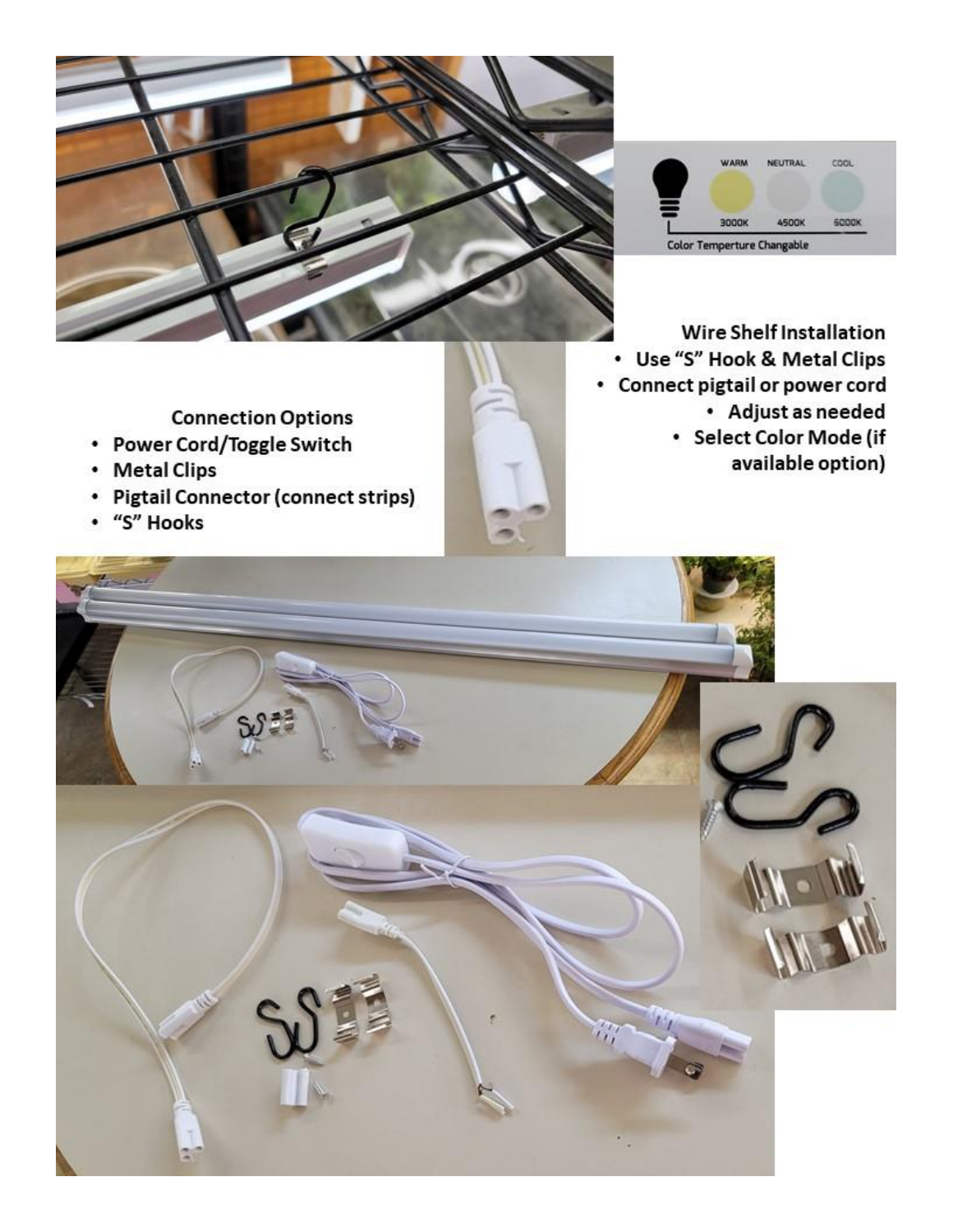**Wire Shelf Installation**

- Use "S" Hook & Metal Clips
- Connect pigtail or power cord
- Adjust as needed
- Select Color Mode (if available option)

**Connection Options**

- Power Cord/Toggle Switch
- Metal Clips
- Pigtail Connector (connect strips)
- "S" Hooks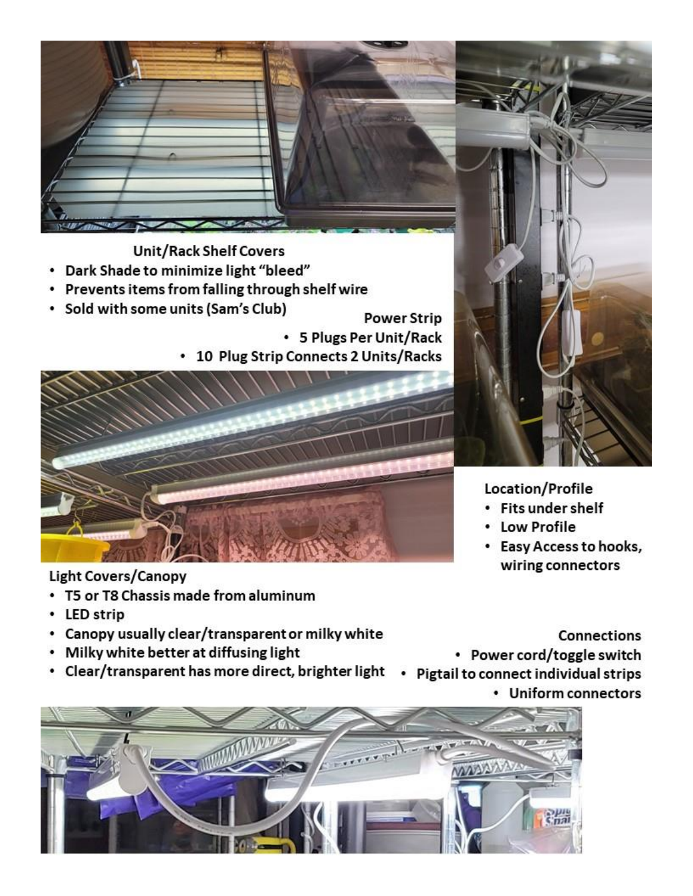**Unit/Rack Shelf Covers**

- Dark Shade to minimize light "bleed"
- Prevents items from falling through shelf wire
- Sold with some units (Sam's Club)

**Power Strip**

- 5 Plugs Per Unit/Rack
- 10 Plug Strip Connects 2 Units/Racks

**Location/Profile**

- Fits under shelf
- Low Profile
- Easy Access to hooks, wiring connectors

**Light Covers/Canopy**

- T5 or T8 Chassis made from aluminum
- LED strip
- Canopy usually clear/transparent or milky white
- Milky white better at diffusing light
- Clear/transparent has more direct, brighter light

**Connections**

- Power cord/toggle switch
- Pigtail to connect individual strips
- Uniform connectors